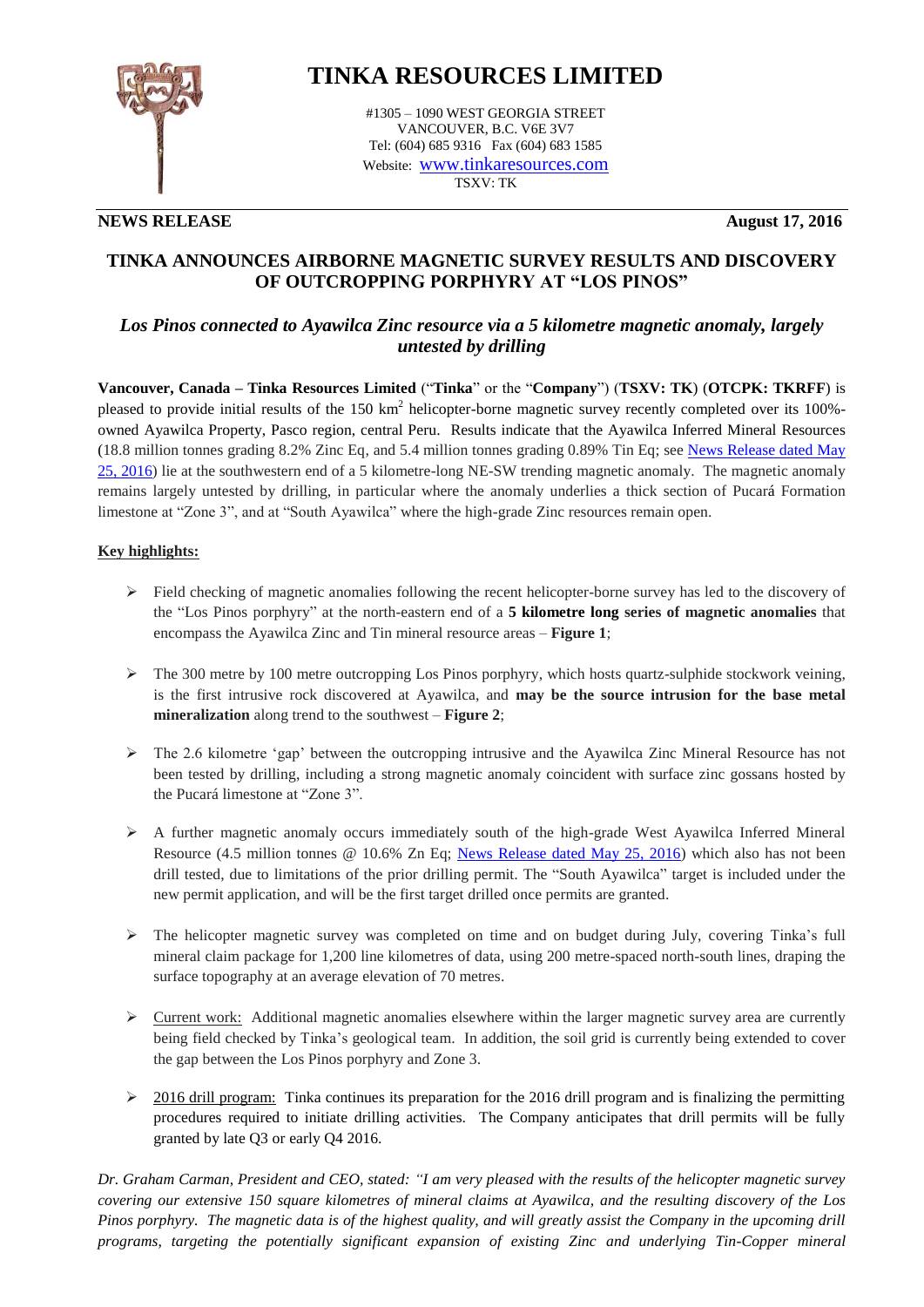# TINKA RESOURCES LIMITED

#1305 – 1090 WEST GEORGIA STREET
VANCOUVER, B.C. V6E 3V7
Tel: (604) 685 9316 Fax (604) 683 1585
Website: www.tinkaresources.com
TSXV: TK

**NEWS RELEASE** **August 17, 2016**

## TINKA ANNOUNCES AIRBORNE MAGNETIC SURVEY RESULTS AND DISCOVERY OF OUTCROPPING PORPHYRY AT "LOS PINOS"

### *Los Pinos connected to Ayawilca Zinc resource via a 5 kilometre magnetic anomaly, largely untested by drilling*

**Vancouver, Canada – Tinka Resources Limited** ("**Tinka**" or the "**Company**") (**TSXV: TK**) (**OTCPK: TKRFF**) is pleased to provide initial results of the 150 km$^2$ helicopter-borne magnetic survey recently completed over its 100%-owned Ayawilca Property, Pasco region, central Peru. Results indicate that the Ayawilca Inferred Mineral Resources (18.8 million tonnes grading 8.2% Zinc Eq, and 5.4 million tonnes grading 0.89% Tin Eq; see News Release dated May 25, 2016) lie at the southwestern end of a 5 kilometre-long NE-SW trending magnetic anomaly. The magnetic anomaly remains largely untested by drilling, in particular where the anomaly underlies a thick section of Pucará Formation limestone at "Zone 3", and at "South Ayawilca" where the high-grade Zinc resources remain open.

**Key highlights:**

- Field checking of magnetic anomalies following the recent helicopter-borne survey has led to the discovery of the "Los Pinos porphyry" at the north-eastern end of a **5 kilometre long series of magnetic anomalies** that encompass the Ayawilca Zinc and Tin mineral resource areas – **Figure 1**;
- The 300 metre by 100 metre outcropping Los Pinos porphyry, which hosts quartz-sulphide stockwork veining, is the first intrusive rock discovered at Ayawilca, and **may be the source intrusion for the base metal mineralization** along trend to the southwest – **Figure 2**;
- The 2.6 kilometre 'gap' between the outcropping intrusive and the Ayawilca Zinc Mineral Resource has not been tested by drilling, including a strong magnetic anomaly coincident with surface zinc gossans hosted by the Pucará limestone at "Zone 3".
- A further magnetic anomaly occurs immediately south of the high-grade West Ayawilca Inferred Mineral Resource (4.5 million tonnes @ 10.6% Zn Eq; News Release dated May 25, 2016) which also has not been drill tested, due to limitations of the prior drilling permit. The "South Ayawilca" target is included under the new permit application, and will be the first target drilled once permits are granted.
- The helicopter magnetic survey was completed on time and on budget during July, covering Tinka's full mineral claim package for 1,200 line kilometres of data, using 200 metre-spaced north-south lines, draping the surface topography at an average elevation of 70 metres.
- Current work: Additional magnetic anomalies elsewhere within the larger magnetic survey area are currently being field checked by Tinka's geological team. In addition, the soil grid is currently being extended to cover the gap between the Los Pinos porphyry and Zone 3.
- 2016 drill program: Tinka continues its preparation for the 2016 drill program and is finalizing the permitting procedures required to initiate drilling activities. The Company anticipates that drill permits will be fully granted by late Q3 or early Q4 2016.

*Dr. Graham Carman, President and CEO, stated: "I am very pleased with the results of the helicopter magnetic survey covering our extensive 150 square kilometres of mineral claims at Ayawilca, and the resulting discovery of the Los Pinos porphyry. The magnetic data is of the highest quality, and will greatly assist the Company in the upcoming drill programs, targeting the potentially significant expansion of existing Zinc and underlying Tin-Copper mineral*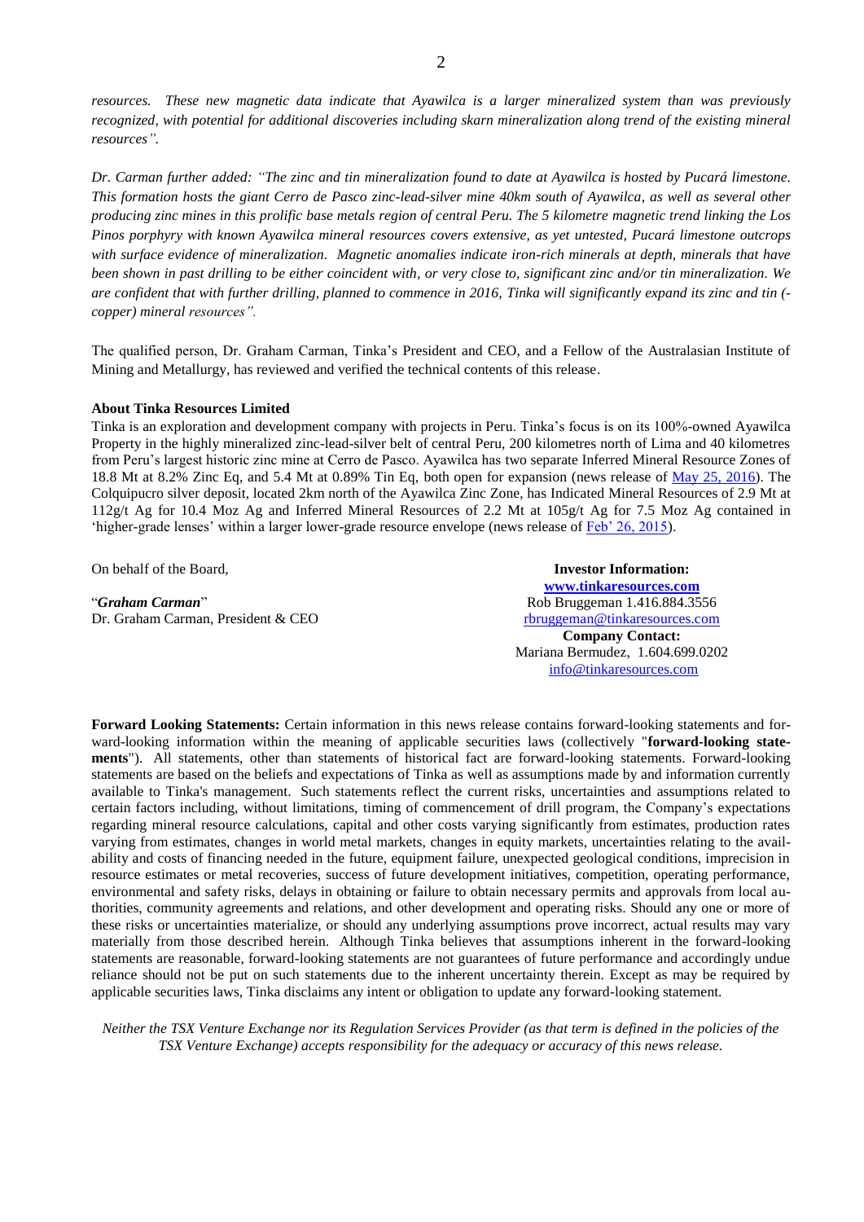*resources. These new magnetic data indicate that Ayawilca is a larger mineralized system than was previously recognized, with potential for additional discoveries including skarn mineralization along trend of the existing mineral resources".*

*Dr. Carman further added: "The zinc and tin mineralization found to date at Ayawilca is hosted by Pucará limestone. This formation hosts the giant Cerro de Pasco zinc-lead-silver mine 40km south of Ayawilca, as well as several other producing zinc mines in this prolific base metals region of central Peru. The 5 kilometre magnetic trend linking the Los Pinos porphyry with known Ayawilca mineral resources covers extensive, as yet untested, Pucará limestone outcrops with surface evidence of mineralization. Magnetic anomalies indicate iron-rich minerals at depth, minerals that have been shown in past drilling to be either coincident with, or very close to, significant zinc and/or tin mineralization. We are confident that with further drilling, planned to commence in 2016, Tinka will significantly expand its zinc and tin (-copper) mineral resources".*

The qualified person, Dr. Graham Carman, Tinka's President and CEO, and a Fellow of the Australasian Institute of Mining and Metallurgy, has reviewed and verified the technical contents of this release.

**About Tinka Resources Limited**

Tinka is an exploration and development company with projects in Peru. Tinka's focus is on its 100%-owned Ayawilca Property in the highly mineralized zinc-lead-silver belt of central Peru, 200 kilometres north of Lima and 40 kilometres from Peru's largest historic zinc mine at Cerro de Pasco. Ayawilca has two separate Inferred Mineral Resource Zones of 18.8 Mt at 8.2% Zinc Eq, and 5.4 Mt at 0.89% Tin Eq, both open for expansion (news release of May 25, 2016). The Colquipucro silver deposit, located 2km north of the Ayawilca Zinc Zone, has Indicated Mineral Resources of 2.9 Mt at 112g/t Ag for 10.4 Moz Ag and Inferred Mineral Resources of 2.2 Mt at 105g/t Ag for 7.5 Moz Ag contained in 'higher-grade lenses' within a larger lower-grade resource envelope (news release of Feb' 26, 2015).

On behalf of the Board,

"***Graham Carman***"
Dr. Graham Carman, President & CEO

**Investor Information:**
**www.tinkaresources.com**
Rob Bruggeman 1.416.884.3556
rbruggeman@tinkaresources.com
**Company Contact:**
Mariana Bermudez, 1.604.699.0202
info@tinkaresources.com

**Forward Looking Statements:** Certain information in this news release contains forward-looking statements and forward-looking information within the meaning of applicable securities laws (collectively "**forward-looking statements**"). All statements, other than statements of historical fact are forward-looking statements. Forward-looking statements are based on the beliefs and expectations of Tinka as well as assumptions made by and information currently available to Tinka's management. Such statements reflect the current risks, uncertainties and assumptions related to certain factors including, without limitations, timing of commencement of drill program, the Company's expectations regarding mineral resource calculations, capital and other costs varying significantly from estimates, production rates varying from estimates, changes in world metal markets, changes in equity markets, uncertainties relating to the availability and costs of financing needed in the future, equipment failure, unexpected geological conditions, imprecision in resource estimates or metal recoveries, success of future development initiatives, competition, operating performance, environmental and safety risks, delays in obtaining or failure to obtain necessary permits and approvals from local authorities, community agreements and relations, and other development and operating risks. Should any one or more of these risks or uncertainties materialize, or should any underlying assumptions prove incorrect, actual results may vary materially from those described herein. Although Tinka believes that assumptions inherent in the forward-looking statements are reasonable, forward-looking statements are not guarantees of future performance and accordingly undue reliance should not be put on such statements due to the inherent uncertainty therein. Except as may be required by applicable securities laws, Tinka disclaims any intent or obligation to update any forward-looking statement.

*Neither the TSX Venture Exchange nor its Regulation Services Provider (as that term is defined in the policies of the TSX Venture Exchange) accepts responsibility for the adequacy or accuracy of this news release.*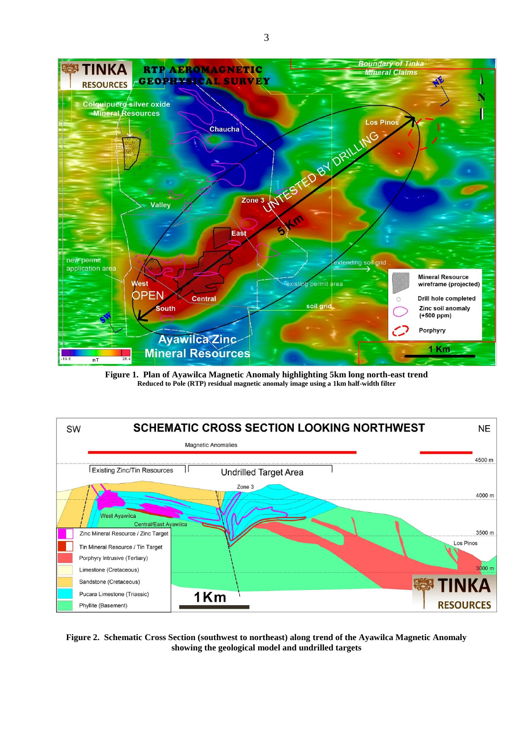TINKA RESOURCES

RTP AEROMAGNETIC GEOPHYSICAL SURVEY

Boundary of Tinka Mineral Claims

Colquipucro silver oxide Mineral Resources

Chaucha

Los Pinos

UNTESTED BY DRILLING

Zone 3

Valley

5 Km

East

new permit application area

extending soil grid

West

OPEN

Central

South

existing permit area

soil grid

Ayawilca Zinc Mineral Resources

Mineral Resource wireframe (projected)

Drill hole completed

Zinc soil anomaly (+500 ppm)

Porphyry

1 Km

-19.6 nT 26.4

NE

N

SW

**Figure 1. Plan of Ayawilca Magnetic Anomaly highlighting 5km long north-east trend**
**Reduced to Pole (RTP) residual magnetic anomaly image using a 1km half-width filter**

SW SCHEMATIC CROSS SECTION LOOKING NORTHWEST NE

Magnetic Anomalies

4500 m

Existing Zinc/Tin Resources

Undrilled Target Area

Zone 3

4000 m

West Ayawilca

Central/East Ayawilca

3500 m

Los Pinos

3000 m

Zinc Mineral Resource / Zinc Target

Tin Mineral Resource / Tin Target

Porphyry Intrusive (Tertiary)

Limestone (Cretaceous)

Sandstone (Cretaceous)

Pucara Limestone (Triassic)

Phyllite (Basement)

1Km

TINKA RESOURCES

**Figure 2. Schematic Cross Section (southwest to northeast) along trend of the Ayawilca Magnetic Anomaly showing the geological model and undrilled targets**